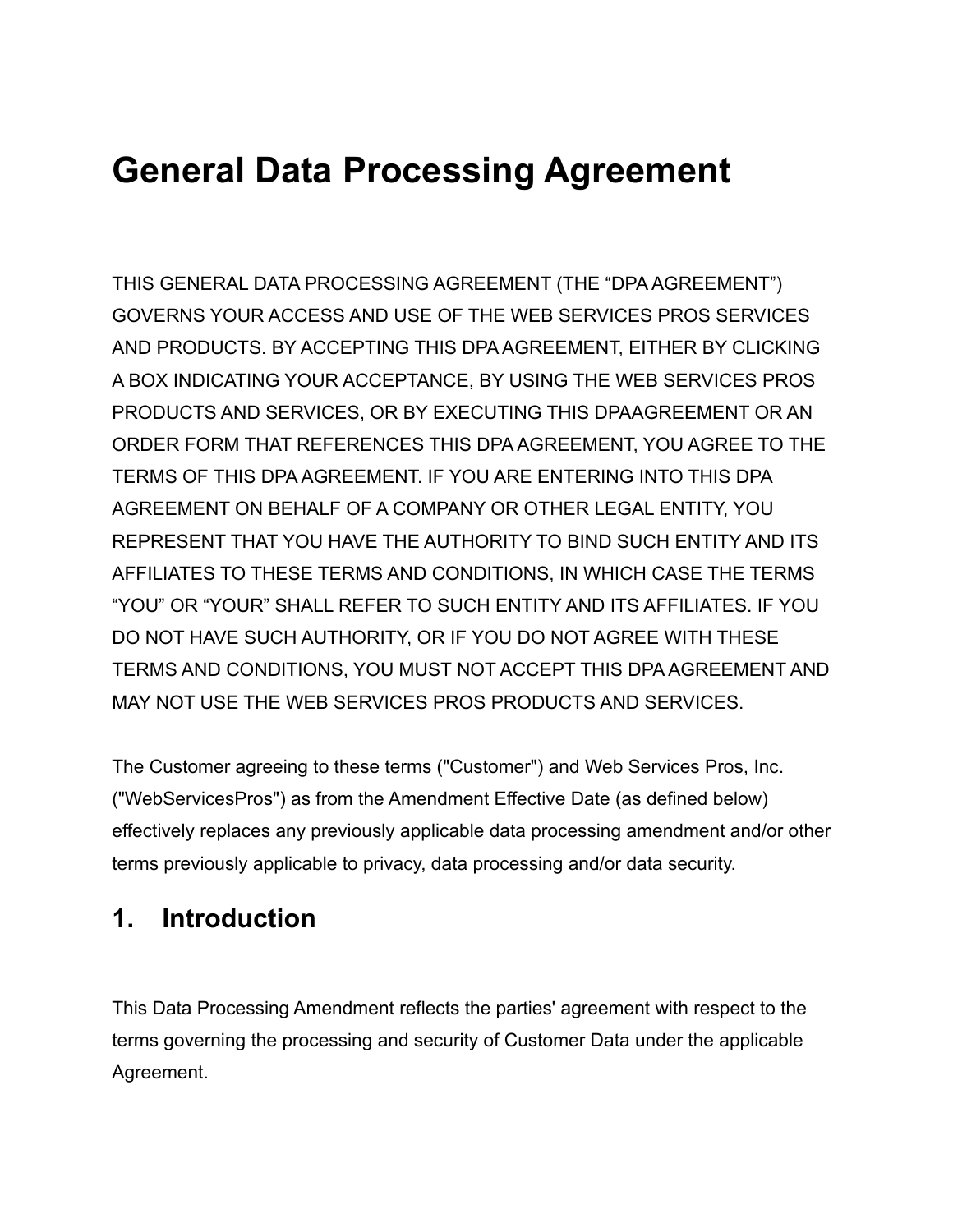# General Data Processing Agreement

THIS GENERAL DATA PROCESSING AGREEMENT (THE “DPA AGREEMENT”) GOVERNS YOUR ACCESS AND USE OF THE WEB SERVICES PROS SERVICES AND PRODUCTS. BY ACCEPTING THIS DPA AGREEMENT, EITHER BY CLICKING A BOX INDICATING YOUR ACCEPTANCE, BY USING THE WEB SERVICES PROS PRODUCTS AND SERVICES, OR BY EXECUTING THIS DPAAGREEMENT OR AN ORDER FORM THAT REFERENCES THIS DPA AGREEMENT, YOU AGREE TO THE TERMS OF THIS DPA AGREEMENT. IF YOU ARE ENTERING INTO THIS DPA AGREEMENT ON BEHALF OF A COMPANY OR OTHER LEGAL ENTITY, YOU REPRESENT THAT YOU HAVE THE AUTHORITY TO BIND SUCH ENTITY AND ITS AFFILIATES TO THESE TERMS AND CONDITIONS, IN WHICH CASE THE TERMS “YOU” OR “YOUR” SHALL REFER TO SUCH ENTITY AND ITS AFFILIATES. IF YOU DO NOT HAVE SUCH AUTHORITY, OR IF YOU DO NOT AGREE WITH THESE TERMS AND CONDITIONS, YOU MUST NOT ACCEPT THIS DPA AGREEMENT AND MAY NOT USE THE WEB SERVICES PROS PRODUCTS AND SERVICES.

The Customer agreeing to these terms ("Customer") and Web Services Pros, Inc. ("WebServicesPros") as from the Amendment Effective Date (as defined below) effectively replaces any previously applicable data processing amendment and/or other terms previously applicable to privacy, data processing and/or data security.

## 1. Introduction

This Data Processing Amendment reflects the parties' agreement with respect to the terms governing the processing and security of Customer Data under the applicable Agreement.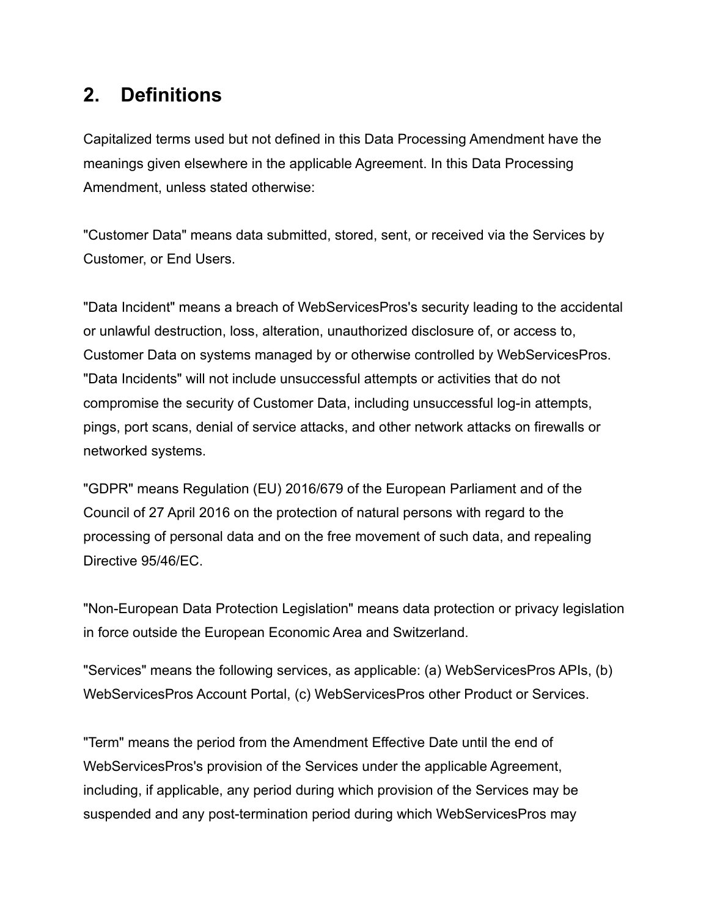## 2. Definitions

Capitalized terms used but not defined in this Data Processing Amendment have the meanings given elsewhere in the applicable Agreement. In this Data Processing Amendment, unless stated otherwise:

"Customer Data" means data submitted, stored, sent, or received via the Services by Customer, or End Users.

"Data Incident" means a breach of WebServicesPros's security leading to the accidental or unlawful destruction, loss, alteration, unauthorized disclosure of, or access to, Customer Data on systems managed by or otherwise controlled by WebServicesPros. "Data Incidents" will not include unsuccessful attempts or activities that do not compromise the security of Customer Data, including unsuccessful log-in attempts, pings, port scans, denial of service attacks, and other network attacks on firewalls or networked systems.

"GDPR" means Regulation (EU) 2016/679 of the European Parliament and of the Council of 27 April 2016 on the protection of natural persons with regard to the processing of personal data and on the free movement of such data, and repealing Directive 95/46/EC.

"Non-European Data Protection Legislation" means data protection or privacy legislation in force outside the European Economic Area and Switzerland.

"Services" means the following services, as applicable: (a) WebServicesPros APIs, (b) WebServicesPros Account Portal, (c) WebServicesPros other Product or Services.

"Term" means the period from the Amendment Effective Date until the end of WebServicesPros's provision of the Services under the applicable Agreement, including, if applicable, any period during which provision of the Services may be suspended and any post-termination period during which WebServicesPros may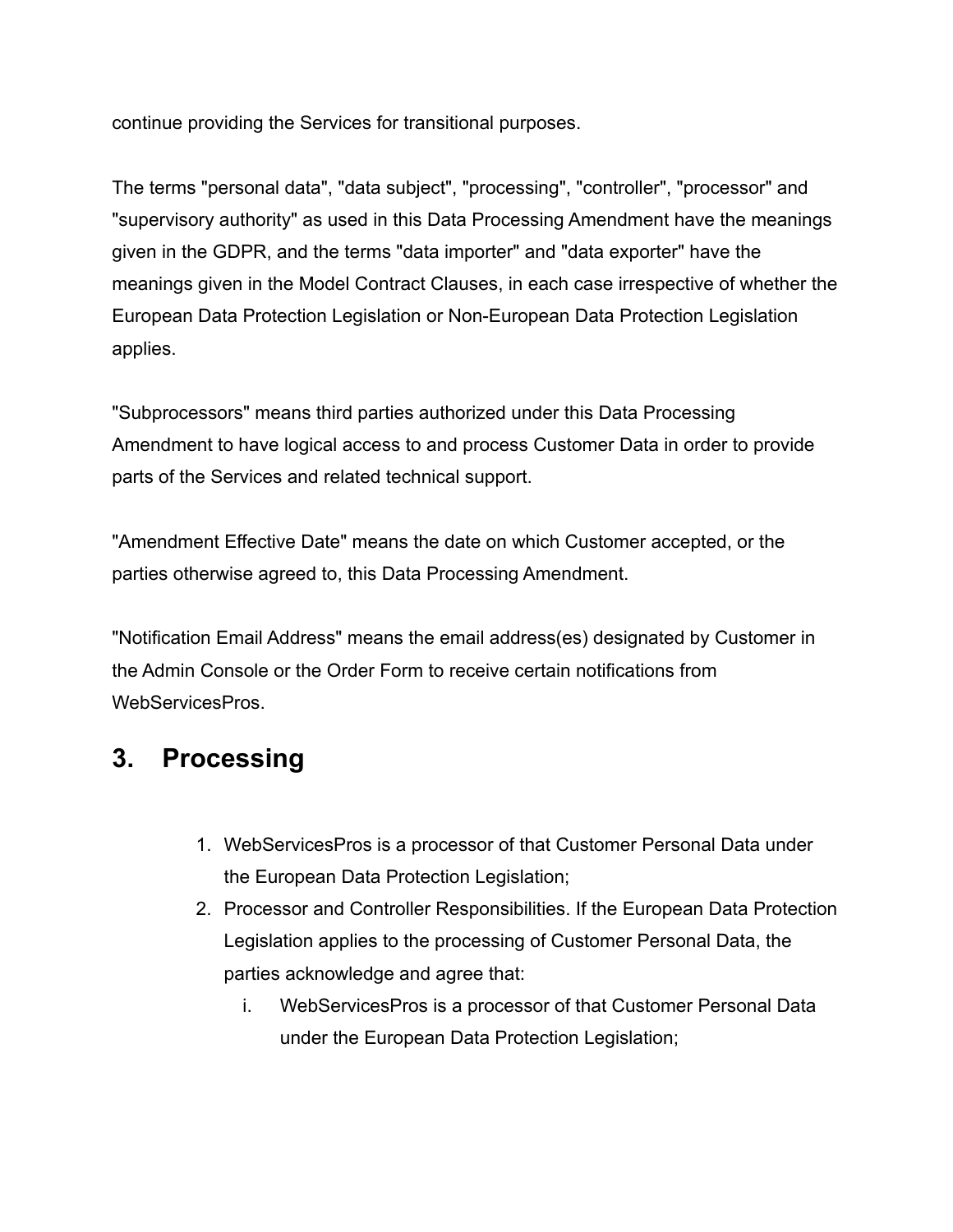continue providing the Services for transitional purposes.

The terms "personal data", "data subject", "processing", "controller", "processor" and "supervisory authority" as used in this Data Processing Amendment have the meanings given in the GDPR, and the terms "data importer" and "data exporter" have the meanings given in the Model Contract Clauses, in each case irrespective of whether the European Data Protection Legislation or Non-European Data Protection Legislation applies.

"Subprocessors" means third parties authorized under this Data Processing Amendment to have logical access to and process Customer Data in order to provide parts of the Services and related technical support.

"Amendment Effective Date" means the date on which Customer accepted, or the parties otherwise agreed to, this Data Processing Amendment.

"Notification Email Address" means the email address(es) designated by Customer in the Admin Console or the Order Form to receive certain notifications from WebServicesPros.

## 3. Processing

1. WebServicesPros is a processor of that Customer Personal Data under the European Data Protection Legislation;
2. Processor and Controller Responsibilities. If the European Data Protection Legislation applies to the processing of Customer Personal Data, the parties acknowledge and agree that:
    i. WebServicesPros is a processor of that Customer Personal Data under the European Data Protection Legislation;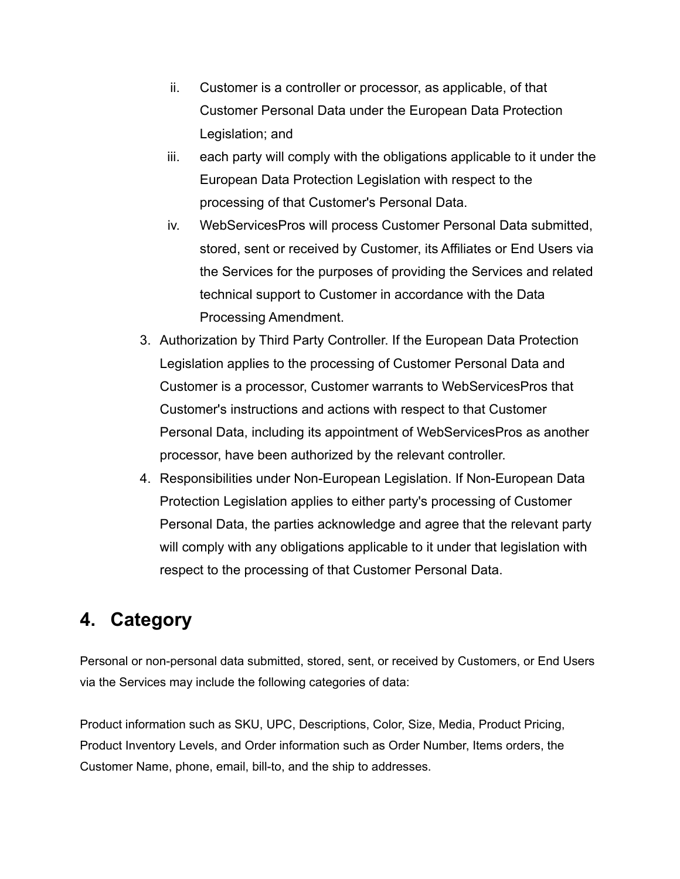ii. Customer is a controller or processor, as applicable, of that Customer Personal Data under the European Data Protection Legislation; and
   iii. each party will comply with the obligations applicable to it under the European Data Protection Legislation with respect to the processing of that Customer's Personal Data.
   iv. WebServicesPros will process Customer Personal Data submitted, stored, sent or received by Customer, its Affiliates or End Users via the Services for the purposes of providing the Services and related technical support to Customer in accordance with the Data Processing Amendment.
3. Authorization by Third Party Controller. If the European Data Protection Legislation applies to the processing of Customer Personal Data and Customer is a processor, Customer warrants to WebServicesPros that Customer's instructions and actions with respect to that Customer Personal Data, including its appointment of WebServicesPros as another processor, have been authorized by the relevant controller.
4. Responsibilities under Non-European Legislation. If Non-European Data Protection Legislation applies to either party's processing of Customer Personal Data, the parties acknowledge and agree that the relevant party will comply with any obligations applicable to it under that legislation with respect to the processing of that Customer Personal Data.

# 4. Category

Personal or non-personal data submitted, stored, sent, or received by Customers, or End Users via the Services may include the following categories of data:

Product information such as SKU, UPC, Descriptions, Color, Size, Media, Product Pricing, Product Inventory Levels, and Order information such as Order Number, Items orders, the Customer Name, phone, email, bill-to, and the ship to addresses.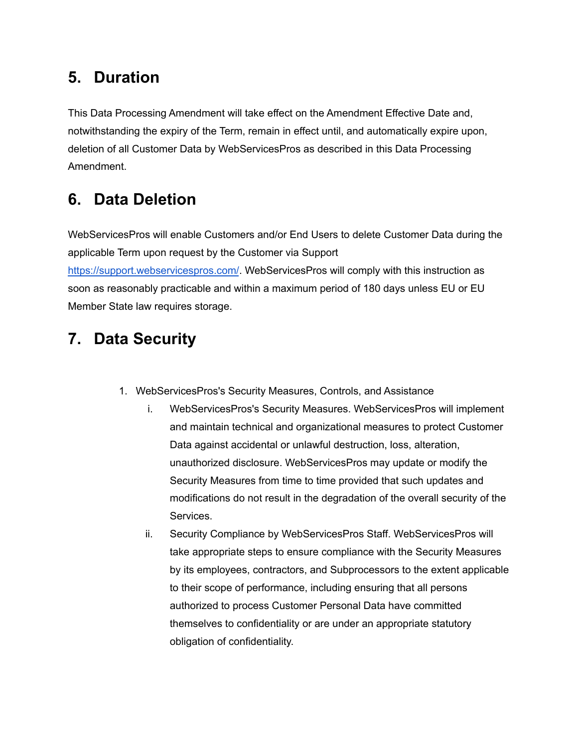## 5. Duration

This Data Processing Amendment will take effect on the Amendment Effective Date and, notwithstanding the expiry of the Term, remain in effect until, and automatically expire upon, deletion of all Customer Data by WebServicesPros as described in this Data Processing Amendment.

## 6. Data Deletion

WebServicesPros will enable Customers and/or End Users to delete Customer Data during the applicable Term upon request by the Customer via Support [https://support.webservicespros.com/](https://support.webservicespros.com/). WebServicesPros will comply with this instruction as soon as reasonably practicable and within a maximum period of 180 days unless EU or EU Member State law requires storage.

## 7. Data Security

1. WebServicesPros's Security Measures, Controls, and Assistance
   i. WebServicesPros's Security Measures. WebServicesPros will implement and maintain technical and organizational measures to protect Customer Data against accidental or unlawful destruction, loss, alteration, unauthorized disclosure. WebServicesPros may update or modify the Security Measures from time to time provided that such updates and modifications do not result in the degradation of the overall security of the Services.
   ii. Security Compliance by WebServicesPros Staff. WebServicesPros will take appropriate steps to ensure compliance with the Security Measures by its employees, contractors, and Subprocessors to the extent applicable to their scope of performance, including ensuring that all persons authorized to process Customer Personal Data have committed themselves to confidentiality or are under an appropriate statutory obligation of confidentiality.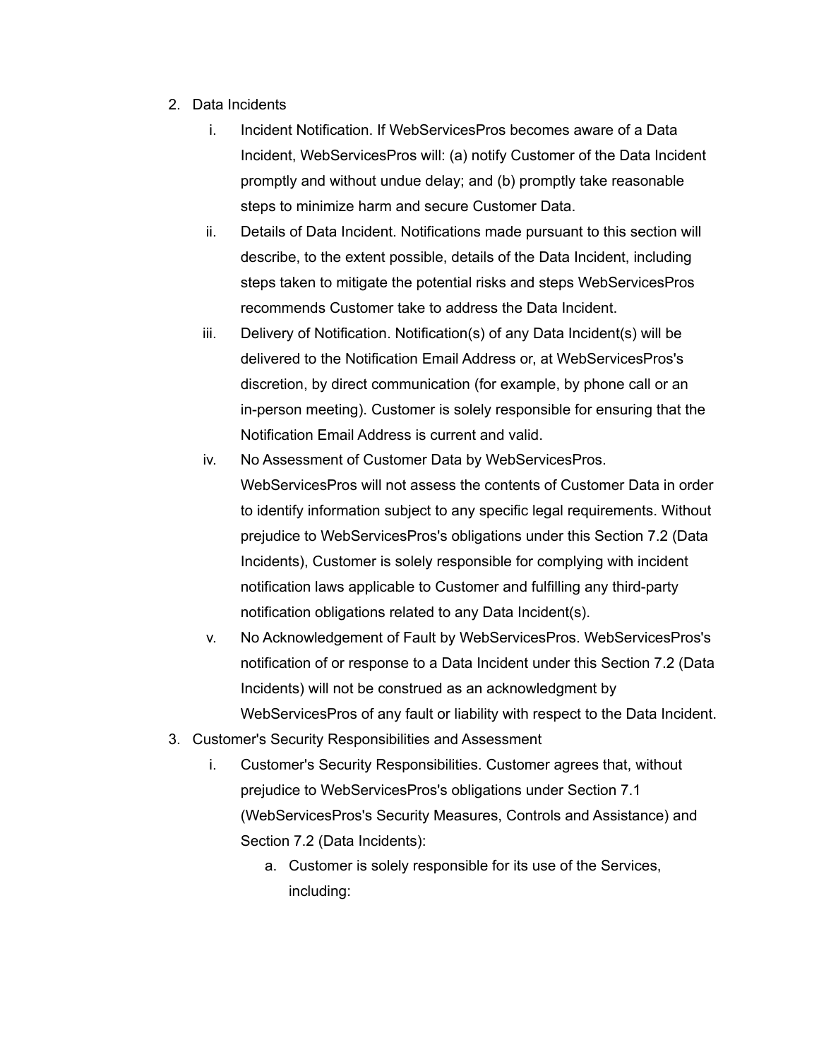2. Data Incidents
    i. Incident Notification. If WebServicesPros becomes aware of a Data Incident, WebServicesPros will: (a) notify Customer of the Data Incident promptly and without undue delay; and (b) promptly take reasonable steps to minimize harm and secure Customer Data.
    ii. Details of Data Incident. Notifications made pursuant to this section will describe, to the extent possible, details of the Data Incident, including steps taken to mitigate the potential risks and steps WebServicesPros recommends Customer take to address the Data Incident.
    iii. Delivery of Notification. Notification(s) of any Data Incident(s) will be delivered to the Notification Email Address or, at WebServicesPros's discretion, by direct communication (for example, by phone call or an in-person meeting). Customer is solely responsible for ensuring that the Notification Email Address is current and valid.
    iv. No Assessment of Customer Data by WebServicesPros. WebServicesPros will not assess the contents of Customer Data in order to identify information subject to any specific legal requirements. Without prejudice to WebServicesPros's obligations under this Section 7.2 (Data Incidents), Customer is solely responsible for complying with incident notification laws applicable to Customer and fulfilling any third-party notification obligations related to any Data Incident(s).
    v. No Acknowledgement of Fault by WebServicesPros. WebServicesPros's notification of or response to a Data Incident under this Section 7.2 (Data Incidents) will not be construed as an acknowledgment by WebServicesPros of any fault or liability with respect to the Data Incident.
3. Customer's Security Responsibilities and Assessment
    i. Customer's Security Responsibilities. Customer agrees that, without prejudice to WebServicesPros's obligations under Section 7.1 (WebServicesPros's Security Measures, Controls and Assistance) and Section 7.2 (Data Incidents):
        a. Customer is solely responsible for its use of the Services, including: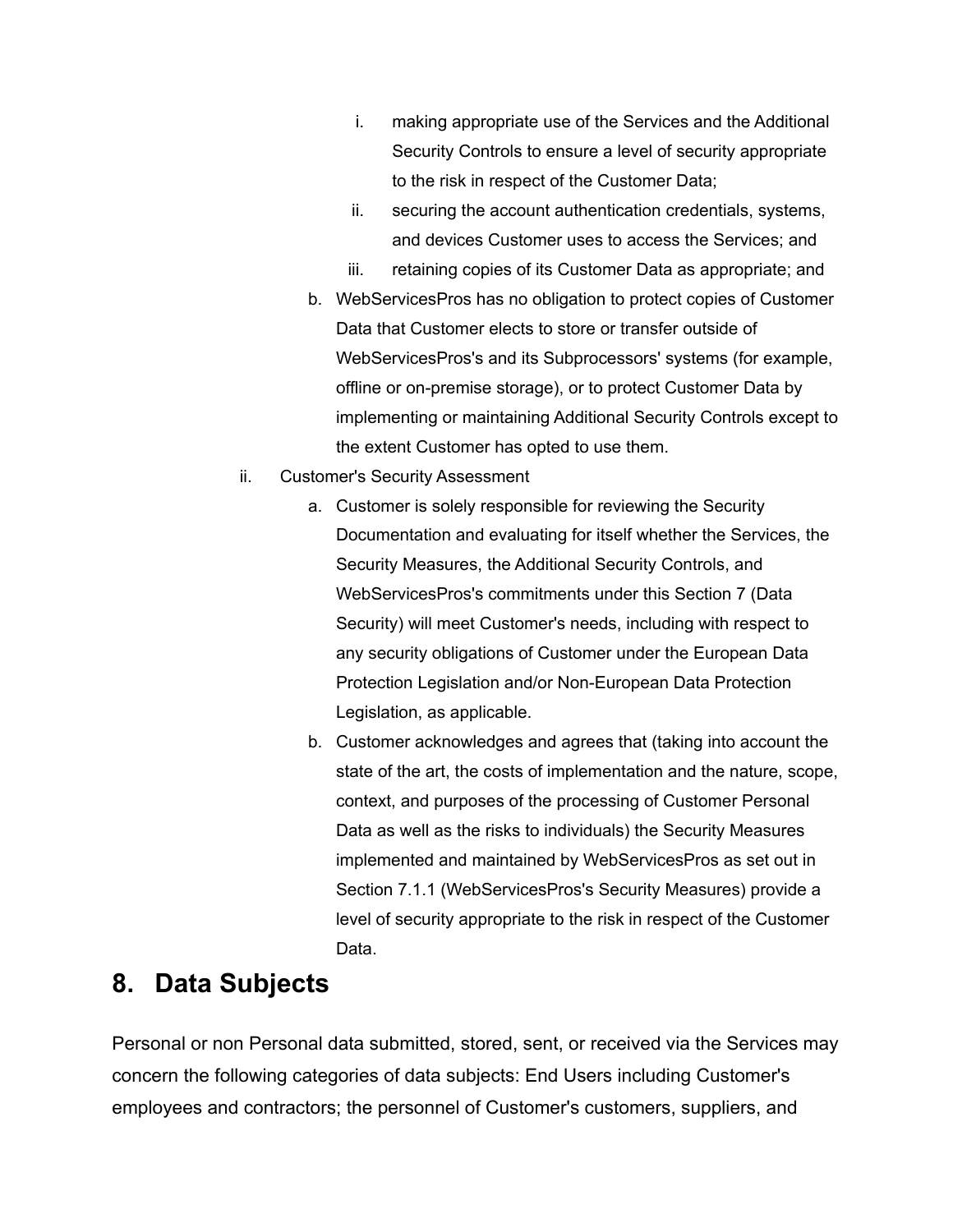i. making appropriate use of the Services and the Additional Security Controls to ensure a level of security appropriate to the risk in respect of the Customer Data;
   ii. securing the account authentication credentials, systems, and devices Customer uses to access the Services; and
   iii. retaining copies of its Customer Data as appropriate; and

  b. WebServicesPros has no obligation to protect copies of Customer Data that Customer elects to store or transfer outside of WebServicesPros's and its Subprocessors' systems (for example, offline or on-premise storage), or to protect Customer Data by implementing or maintaining Additional Security Controls except to the extent Customer has opted to use them.

ii. Customer's Security Assessment

  a. Customer is solely responsible for reviewing the Security Documentation and evaluating for itself whether the Services, the Security Measures, the Additional Security Controls, and WebServicesPros's commitments under this Section 7 (Data Security) will meet Customer's needs, including with respect to any security obligations of Customer under the European Data Protection Legislation and/or Non-European Data Protection Legislation, as applicable.
  b. Customer acknowledges and agrees that (taking into account the state of the art, the costs of implementation and the nature, scope, context, and purposes of the processing of Customer Personal Data as well as the risks to individuals) the Security Measures implemented and maintained by WebServicesPros as set out in Section 7.1.1 (WebServicesPros's Security Measures) provide a level of security appropriate to the risk in respect of the Customer Data.

## 8. Data Subjects

Personal or non Personal data submitted, stored, sent, or received via the Services may concern the following categories of data subjects: End Users including Customer's employees and contractors; the personnel of Customer's customers, suppliers, and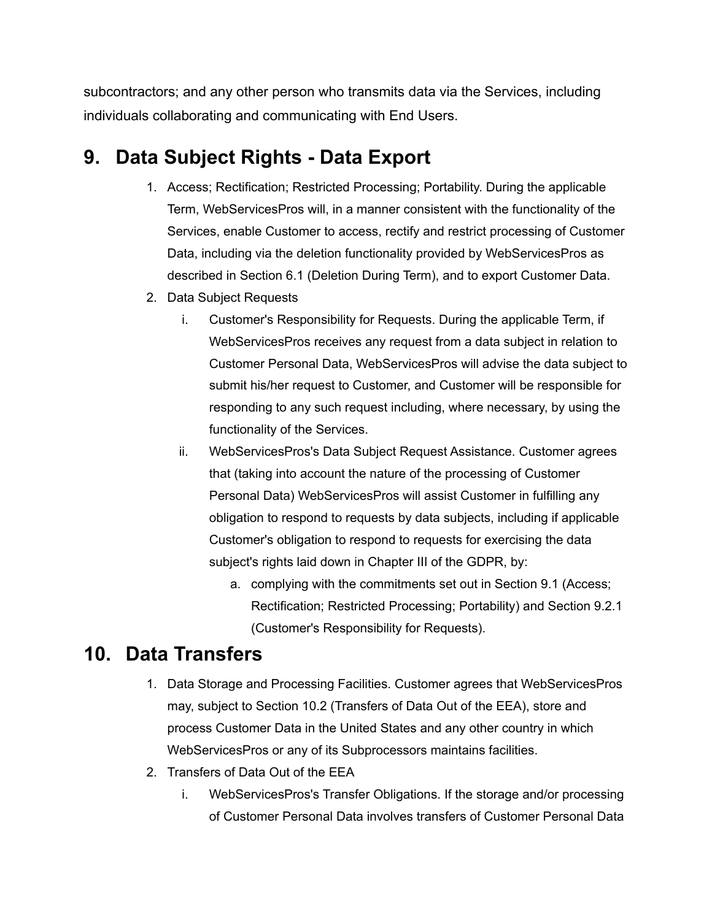subcontractors; and any other person who transmits data via the Services, including individuals collaborating and communicating with End Users.

# 9. Data Subject Rights - Data Export

1. Access; Rectification; Restricted Processing; Portability. During the applicable Term, WebServicesPros will, in a manner consistent with the functionality of the Services, enable Customer to access, rectify and restrict processing of Customer Data, including via the deletion functionality provided by WebServicesPros as described in Section 6.1 (Deletion During Term), and to export Customer Data.
2. Data Subject Requests
   i. Customer's Responsibility for Requests. During the applicable Term, if WebServicesPros receives any request from a data subject in relation to Customer Personal Data, WebServicesPros will advise the data subject to submit his/her request to Customer, and Customer will be responsible for responding to any such request including, where necessary, by using the functionality of the Services.
   ii. WebServicesPros's Data Subject Request Assistance. Customer agrees that (taking into account the nature of the processing of Customer Personal Data) WebServicesPros will assist Customer in fulfilling any obligation to respond to requests by data subjects, including if applicable Customer's obligation to respond to requests for exercising the data subject's rights laid down in Chapter III of the GDPR, by:
      a. complying with the commitments set out in Section 9.1 (Access; Rectification; Restricted Processing; Portability) and Section 9.2.1 (Customer's Responsibility for Requests).

# 10. Data Transfers

1. Data Storage and Processing Facilities. Customer agrees that WebServicesPros may, subject to Section 10.2 (Transfers of Data Out of the EEA), store and process Customer Data in the United States and any other country in which WebServicesPros or any of its Subprocessors maintains facilities.
2. Transfers of Data Out of the EEA
   i. WebServicesPros's Transfer Obligations. If the storage and/or processing of Customer Personal Data involves transfers of Customer Personal Data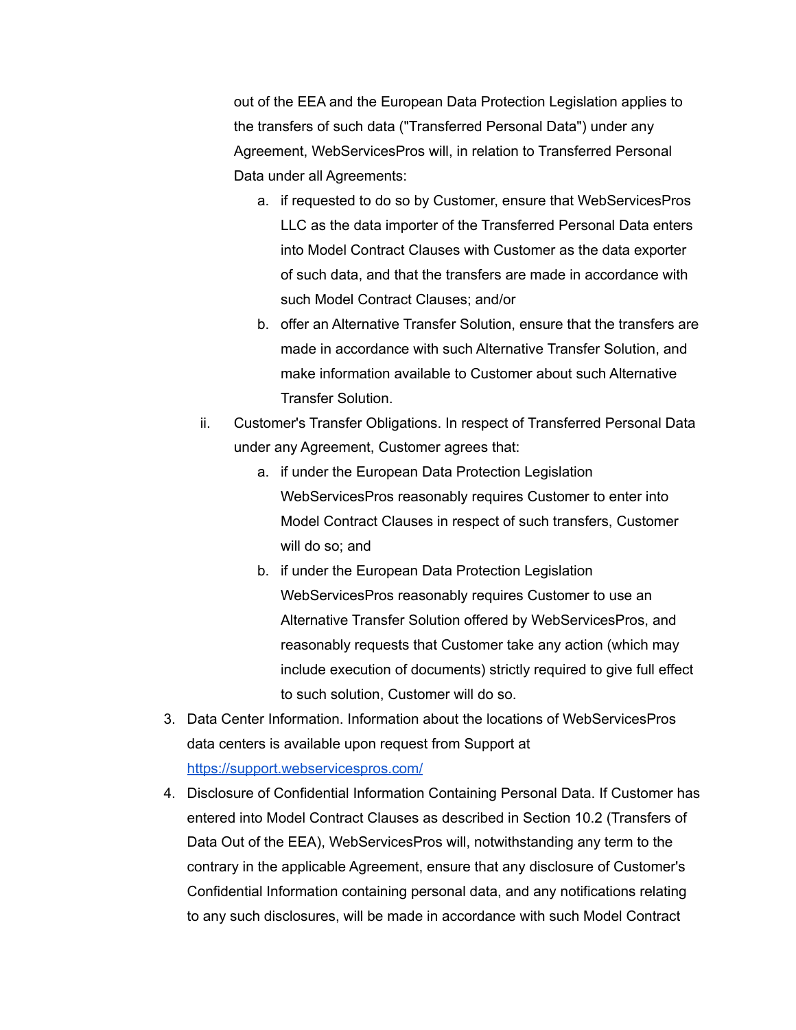out of the EEA and the European Data Protection Legislation applies to the transfers of such data ("Transferred Personal Data") under any Agreement, WebServicesPros will, in relation to Transferred Personal Data under all Agreements:

   a. if requested to do so by Customer, ensure that WebServicesPros LLC as the data importer of the Transferred Personal Data enters into Model Contract Clauses with Customer as the data exporter of such data, and that the transfers are made in accordance with such Model Contract Clauses; and/or

   b. offer an Alternative Transfer Solution, ensure that the transfers are made in accordance with such Alternative Transfer Solution, and make information available to Customer about such Alternative Transfer Solution.

ii. Customer's Transfer Obligations. In respect of Transferred Personal Data under any Agreement, Customer agrees that:

   a. if under the European Data Protection Legislation WebServicesPros reasonably requires Customer to enter into Model Contract Clauses in respect of such transfers, Customer will do so; and

   b. if under the European Data Protection Legislation WebServicesPros reasonably requires Customer to use an Alternative Transfer Solution offered by WebServicesPros, and reasonably requests that Customer take any action (which may include execution of documents) strictly required to give full effect to such solution, Customer will do so.

3. Data Center Information. Information about the locations of WebServicesPros data centers is available upon request from Support at [https://support.webservicespros.com/](https://support.webservicespros.com/)

4. Disclosure of Confidential Information Containing Personal Data. If Customer has entered into Model Contract Clauses as described in Section 10.2 (Transfers of Data Out of the EEA), WebServicesPros will, notwithstanding any term to the contrary in the applicable Agreement, ensure that any disclosure of Customer's Confidential Information containing personal data, and any notifications relating to any such disclosures, will be made in accordance with such Model Contract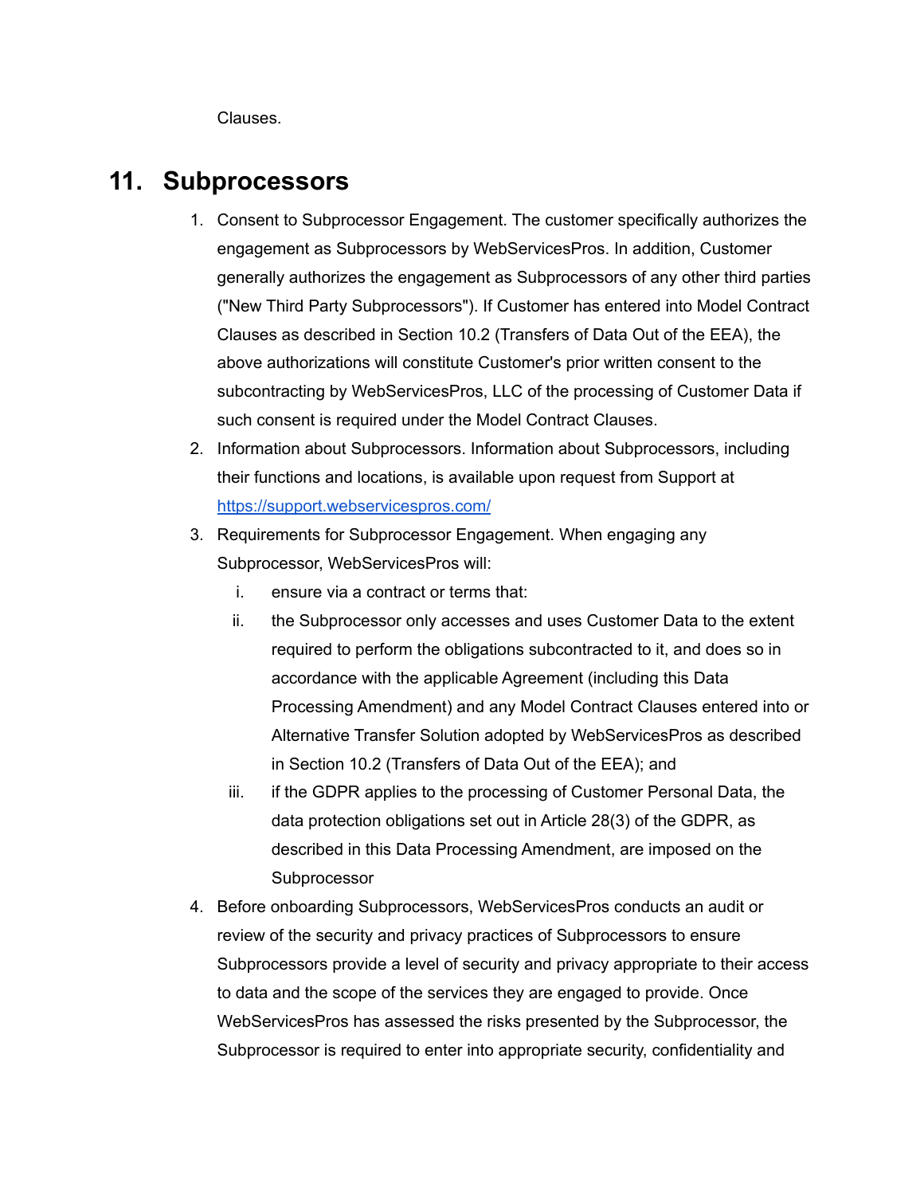Clauses.

## 11. Subprocessors

1. Consent to Subprocessor Engagement. The customer specifically authorizes the engagement as Subprocessors by WebServicesPros. In addition, Customer generally authorizes the engagement as Subprocessors of any other third parties ("New Third Party Subprocessors"). If Customer has entered into Model Contract Clauses as described in Section 10.2 (Transfers of Data Out of the EEA), the above authorizations will constitute Customer's prior written consent to the subcontracting by WebServicesPros, LLC of the processing of Customer Data if such consent is required under the Model Contract Clauses.
2. Information about Subprocessors. Information about Subprocessors, including their functions and locations, is available upon request from Support at [https://support.webservicespros.com/](https://support.webservicespros.com/)
3. Requirements for Subprocessor Engagement. When engaging any Subprocessor, WebServicesPros will:
   1. ensure via a contract or terms that:
   2. the Subprocessor only accesses and uses Customer Data to the extent required to perform the obligations subcontracted to it, and does so in accordance with the applicable Agreement (including this Data Processing Amendment) and any Model Contract Clauses entered into or Alternative Transfer Solution adopted by WebServicesPros as described in Section 10.2 (Transfers of Data Out of the EEA); and
   3. if the GDPR applies to the processing of Customer Personal Data, the data protection obligations set out in Article 28(3) of the GDPR, as described in this Data Processing Amendment, are imposed on the Subprocessor
4. Before onboarding Subprocessors, WebServicesPros conducts an audit or review of the security and privacy practices of Subprocessors to ensure Subprocessors provide a level of security and privacy appropriate to their access to data and the scope of the services they are engaged to provide. Once WebServicesPros has assessed the risks presented by the Subprocessor, the Subprocessor is required to enter into appropriate security, confidentiality and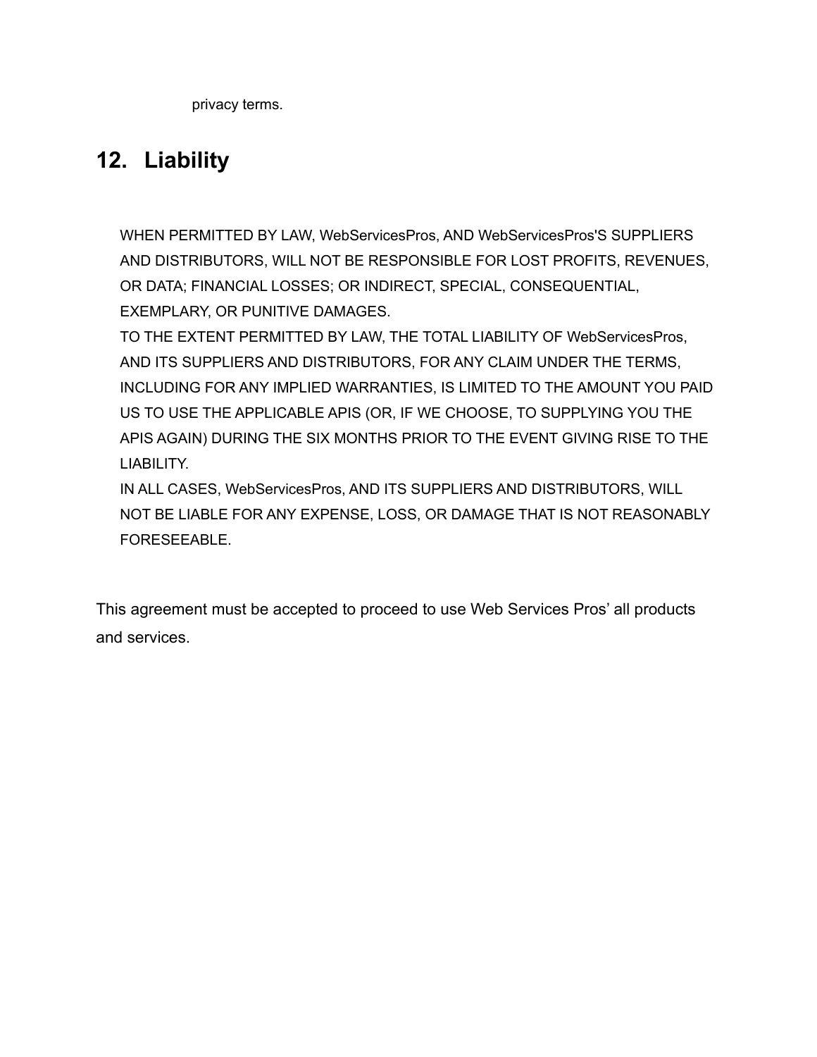privacy terms.

## 12. Liability

WHEN PERMITTED BY LAW, WebServicesPros, AND WebServicesPros'S SUPPLIERS AND DISTRIBUTORS, WILL NOT BE RESPONSIBLE FOR LOST PROFITS, REVENUES, OR DATA; FINANCIAL LOSSES; OR INDIRECT, SPECIAL, CONSEQUENTIAL, EXEMPLARY, OR PUNITIVE DAMAGES.

TO THE EXTENT PERMITTED BY LAW, THE TOTAL LIABILITY OF WebServicesPros, AND ITS SUPPLIERS AND DISTRIBUTORS, FOR ANY CLAIM UNDER THE TERMS, INCLUDING FOR ANY IMPLIED WARRANTIES, IS LIMITED TO THE AMOUNT YOU PAID US TO USE THE APPLICABLE APIS (OR, IF WE CHOOSE, TO SUPPLYING YOU THE APIS AGAIN) DURING THE SIX MONTHS PRIOR TO THE EVENT GIVING RISE TO THE LIABILITY.

IN ALL CASES, WebServicesPros, AND ITS SUPPLIERS AND DISTRIBUTORS, WILL NOT BE LIABLE FOR ANY EXPENSE, LOSS, OR DAMAGE THAT IS NOT REASONABLY FORESEEABLE.

This agreement must be accepted to proceed to use Web Services Pros' all products and services.